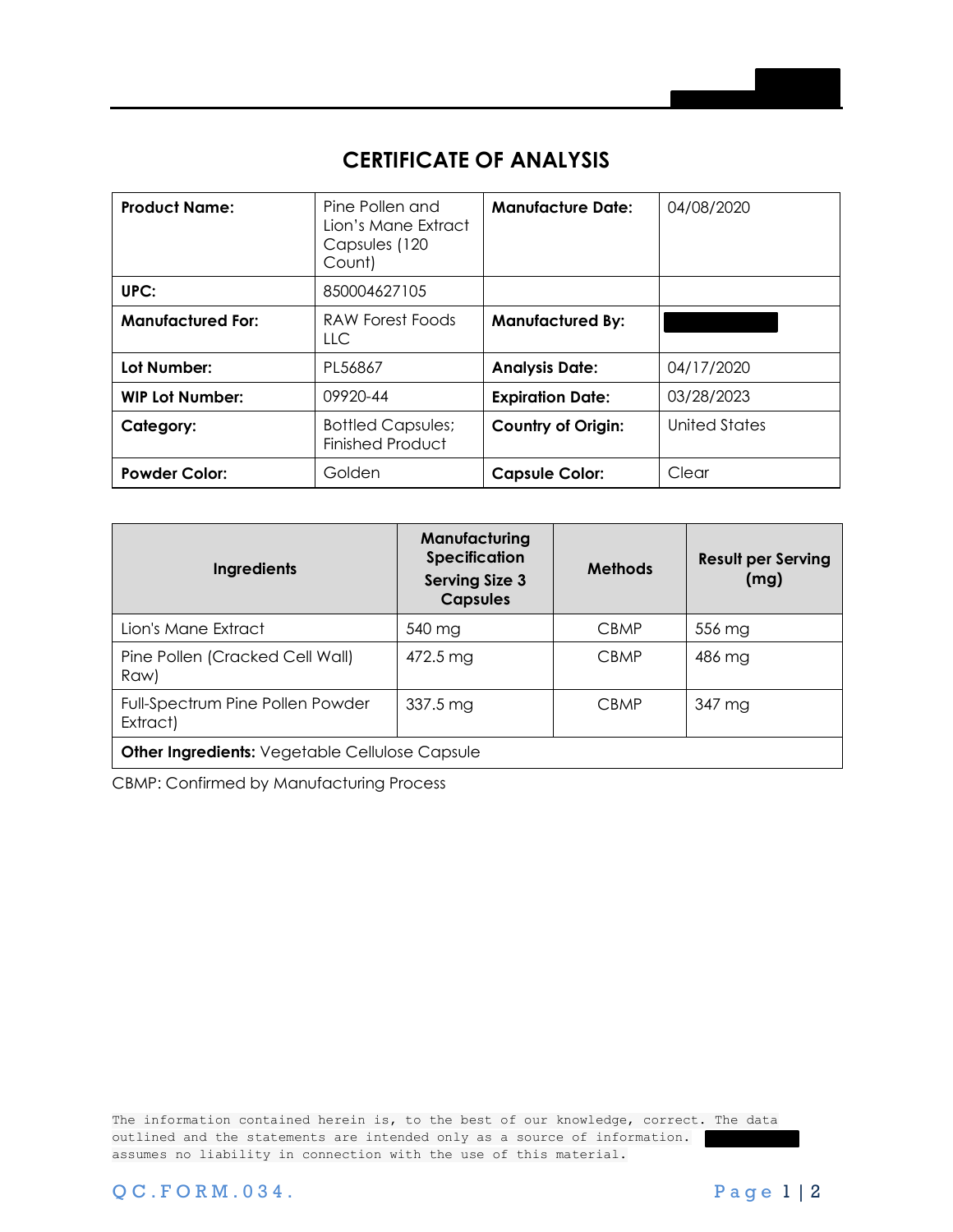# CERTIFICATE OF ANALYSIS

| **Product Name:** | Pine Pollen and Lion's Mane Extract Capsules (120 Count) | **Manufacture Date:** | 04/08/2020 |
|---|---|---|---|
| **UPC:** | 850004627105 | | |
| **Manufactured For:** | RAW Forest Foods LLC | **Manufactured By:** | |
| **Lot Number:** | PL56867 | **Analysis Date:** | 04/17/2020 |
| **WIP Lot Number:** | 09920-44 | **Expiration Date:** | 03/28/2023 |
| **Category:** | Bottled Capsules; Finished Product | **Country of Origin:** | United States |
| **Powder Color:** | Golden | **Capsule Color:** | Clear |

| Ingredients | Manufacturing Specification Serving Size 3 Capsules | Methods | Result per Serving (mg) |
|---|---|---|---|
| Lion's Mane Extract | 540 mg | CBMP | 556 mg |
| Pine Pollen (Cracked Cell Wall) Raw) | 472.5 mg | CBMP | 486 mg |
| Full-Spectrum Pine Pollen Powder Extract) | 337.5 mg | CBMP | 347 mg |
| **Other Ingredients:** Vegetable Cellulose Capsule | | | |

CBMP: Confirmed by Manufacturing Process

The information contained herein is, to the best of our knowledge, correct. The data outlined and the statements are intended only as a source of information. assumes no liability in connection with the use of this material.

QC.FORM.034.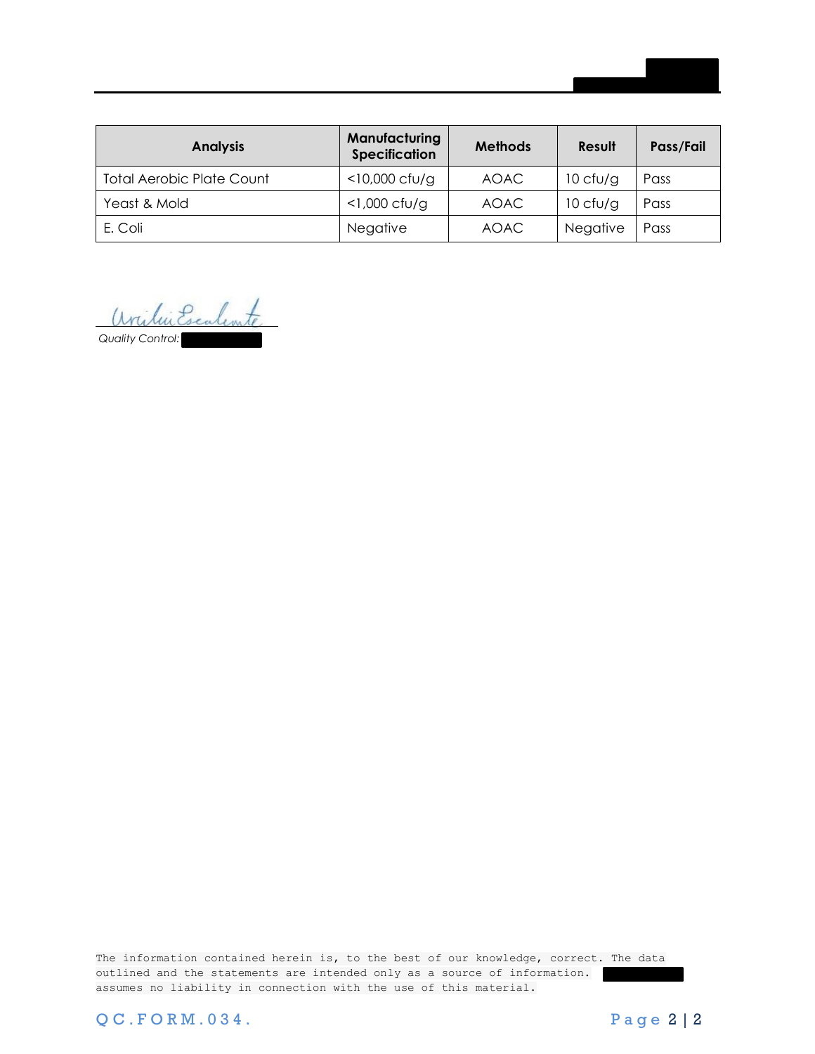| Analysis | Manufacturing Specification | Methods | Result | Pass/Fail |
|---|---|---|---|---|
| Total Aerobic Plate Count | <10,000 cfu/g | AOAC | 10 cfu/g | Pass |
| Yeast & Mold | <1,000 cfu/g | AOAC | 10 cfu/g | Pass |
| E. Coli | Negative | AOAC | Negative | Pass |

*Quality Control:*

The information contained herein is, to the best of our knowledge, correct. The data outlined and the statements are intended only as a source of information. assumes no liability in connection with the use of this material.

QC.FORM.034.